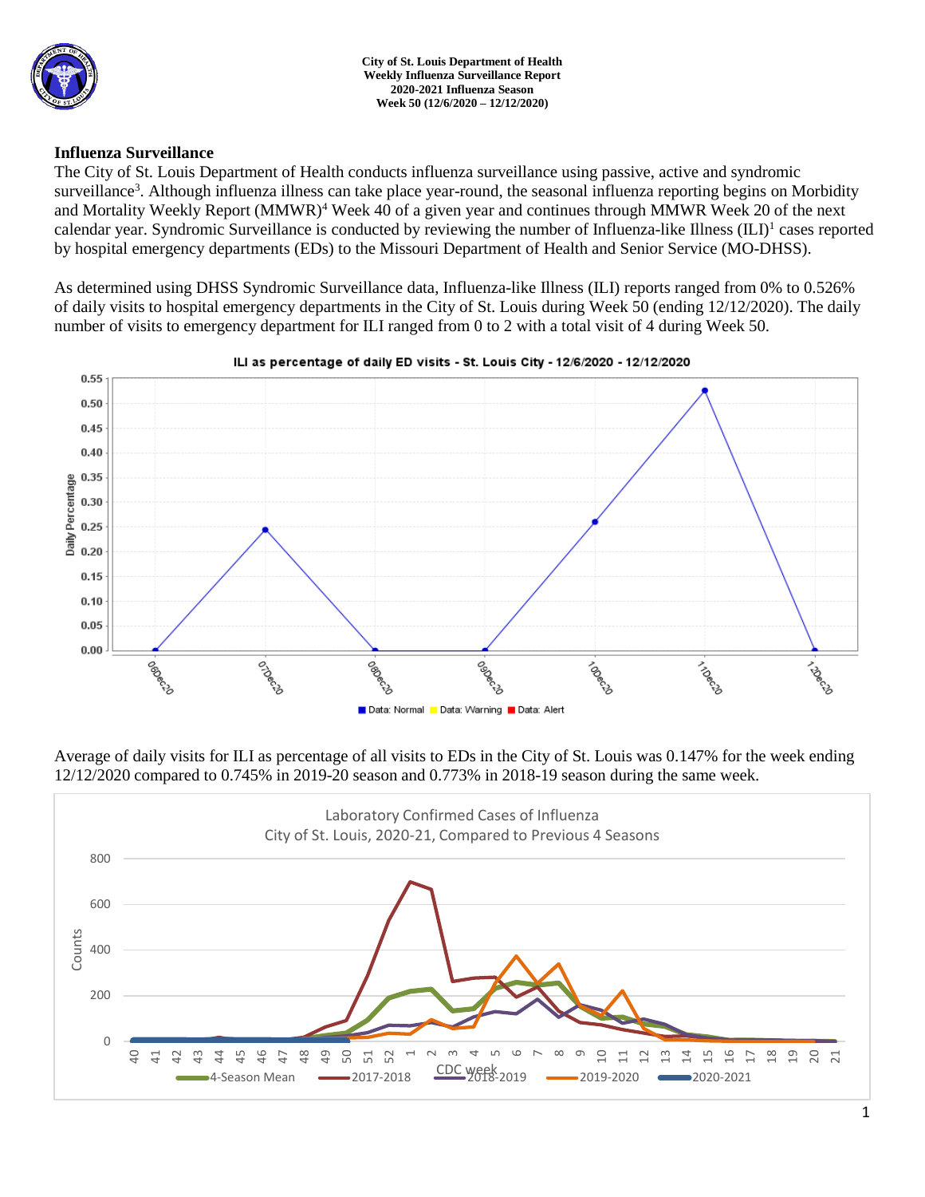City of St. Louis Department of Health
Weekly Influenza Surveillance Report
2020-2021 Influenza Season
Week 50 (12/6/2020 – 12/12/2020)

## Influenza Surveillance

The City of St. Louis Department of Health conducts influenza surveillance using passive, active and syndromic surveillance[3]. Although influenza illness can take place year-round, the seasonal influenza reporting begins on Morbidity and Mortality Weekly Report (MMWR)[4] Week 40 of a given year and continues through MMWR Week 20 of the next calendar year. Syndromic Surveillance is conducted by reviewing the number of Influenza-like Illness (ILI)[1] cases reported by hospital emergency departments (EDs) to the Missouri Department of Health and Senior Service (MO-DHSS).

As determined using DHSS Syndromic Surveillance data, Influenza-like Illness (ILI) reports ranged from 0% to 0.526% of daily visits to hospital emergency departments in the City of St. Louis during Week 50 (ending 12/12/2020). The daily number of visits to emergency department for ILI ranged from 0 to 2 with a total visit of 4 during Week 50.

ILI as percentage of daily ED visits - St. Louis City - 12/6/2020 - 12/12/2020

Average of daily visits for ILI as percentage of all visits to EDs in the City of St. Louis was 0.147% for the week ending 12/12/2020 compared to 0.745% in 2019-20 season and 0.773% in 2018-19 season during the same week.

Laboratory Confirmed Cases of Influenza
City of St. Louis, 2020-21, Compared to Previous 4 Seasons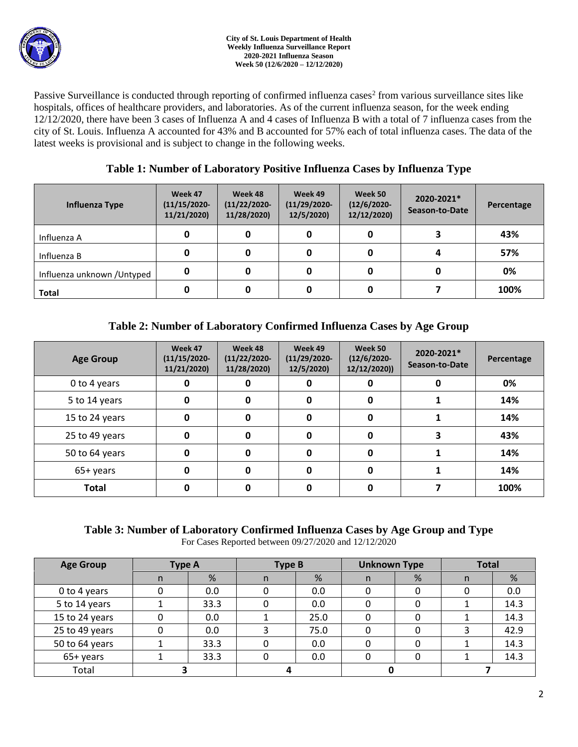Passive Surveillance is conducted through reporting of confirmed influenza cases[2] from various surveillance sites like hospitals, offices of healthcare providers, and laboratories. As of the current influenza season, for the week ending 12/12/2020, there have been 3 cases of Influenza A and 4 cases of Influenza B with a total of 7 influenza cases from the city of St. Louis. Influenza A accounted for 43% and B accounted for 57% each of total influenza cases. The data of the latest weeks is provisional and is subject to change in the following weeks.

## Table 1: Number of Laboratory Positive Influenza Cases by Influenza Type

| Influenza Type | Week 47 (11/15/2020-11/21/2020) | Week 48 (11/22/2020-11/28/2020) | Week 49 (11/29/2020-12/5/2020) | Week 50 (12/6/2020-12/12/2020) | 2020-2021* Season-to-Date | Percentage |
|---|---|---|---|---|---|---|
| Influenza A | 0 | 0 | 0 | 0 | 3 | 43% |
| Influenza B | 0 | 0 | 0 | 0 | 4 | 57% |
| Influenza unknown /Untyped | 0 | 0 | 0 | 0 | 0 | 0% |
| **Total** | 0 | 0 | 0 | 0 | 7 | 100% |

## Table 2: Number of Laboratory Confirmed Influenza Cases by Age Group

| Age Group | Week 47 (11/15/2020-11/21/2020) | Week 48 (11/22/2020-11/28/2020) | Week 49 (11/29/2020-12/5/2020) | Week 50 (12/6/2020-12/12/2020)) | 2020-2021* Season-to-Date | Percentage |
|---|---|---|---|---|---|---|
| 0 to 4 years | 0 | 0 | 0 | 0 | 0 | 0% |
| 5 to 14 years | 0 | 0 | 0 | 0 | 1 | 14% |
| 15 to 24 years | 0 | 0 | 0 | 0 | 1 | 14% |
| 25 to 49 years | 0 | 0 | 0 | 0 | 3 | 43% |
| 50 to 64 years | 0 | 0 | 0 | 0 | 1 | 14% |
| 65+ years | 0 | 0 | 0 | 0 | 1 | 14% |
| **Total** | 0 | 0 | 0 | 0 | 7 | 100% |

## Table 3: Number of Laboratory Confirmed Influenza Cases by Age Group and Type

For Cases Reported between 09/27/2020 and 12/12/2020

| Age Group | Type A | | Type B | | Unknown Type | | Total | |
|---|---|---|---|---|---|---|---|---|
| | n | % | n | % | n | % | n | % |
| 0 to 4 years | 0 | 0.0 | 0 | 0.0 | 0 | 0 | 0 | 0.0 |
| 5 to 14 years | 1 | 33.3 | 0 | 0.0 | 0 | 0 | 1 | 14.3 |
| 15 to 24 years | 0 | 0.0 | 1 | 25.0 | 0 | 0 | 1 | 14.3 |
| 25 to 49 years | 0 | 0.0 | 3 | 75.0 | 0 | 0 | 3 | 42.9 |
| 50 to 64 years | 1 | 33.3 | 0 | 0.0 | 0 | 0 | 1 | 14.3 |
| 65+ years | 1 | 33.3 | 0 | 0.0 | 0 | 0 | 1 | 14.3 |
| Total | 3 | | 4 | | 0 | | 7 | |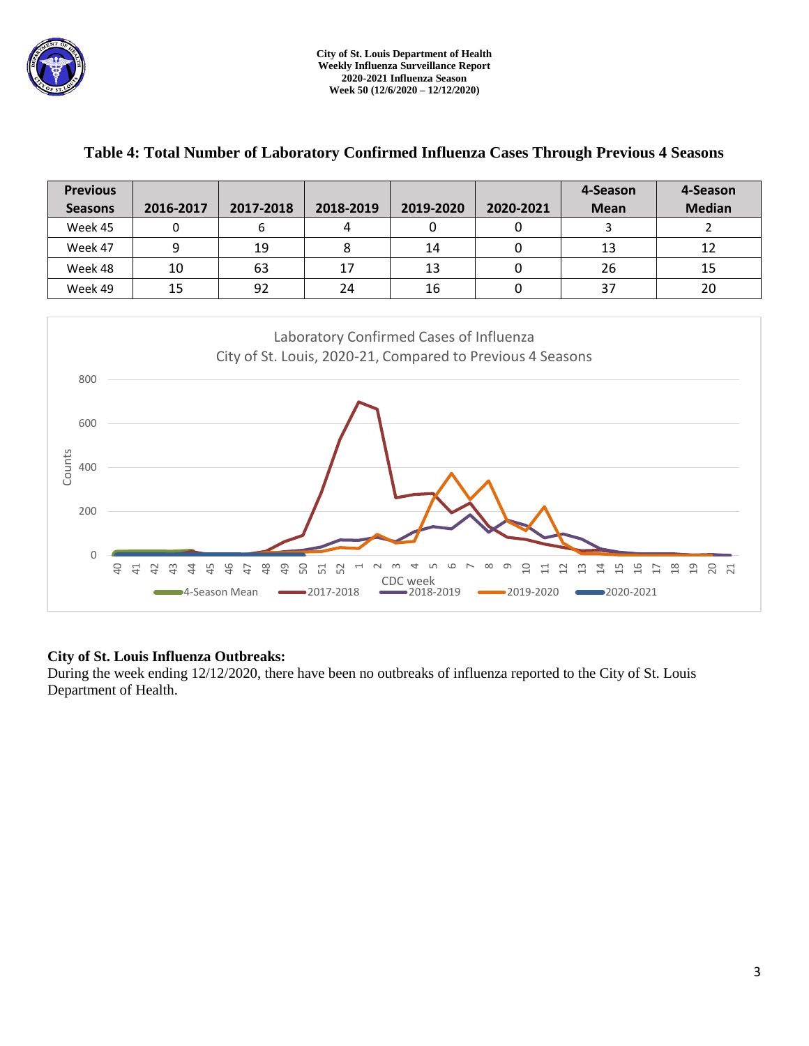### Table 4: Total Number of Laboratory Confirmed Influenza Cases Through Previous 4 Seasons

| Previous Seasons | 2016-2017 | 2017-2018 | 2018-2019 | 2019-2020 | 2020-2021 | 4-Season Mean | 4-Season Median |
|---|---|---|---|---|---|---|---|
| Week 45 | 0 | 6 | 4 | 0 | 0 | 3 | 2 |
| Week 47 | 9 | 19 | 8 | 14 | 0 | 13 | 12 |
| Week 48 | 10 | 63 | 17 | 13 | 0 | 26 | 15 |
| Week 49 | 15 | 92 | 24 | 16 | 0 | 37 | 20 |

**City of St. Louis Influenza Outbreaks:**
During the week ending 12/12/2020, there have been no outbreaks of influenza reported to the City of St. Louis Department of Health.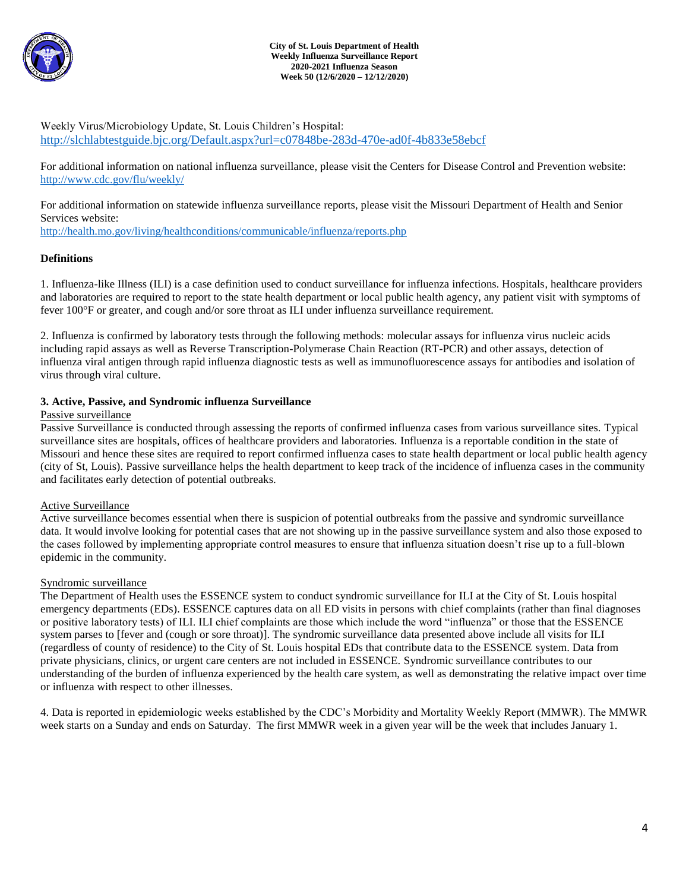Weekly Virus/Microbiology Update, St. Louis Children's Hospital:
http://slchlabtestguide.bjc.org/Default.aspx?url=c07848be-283d-470e-ad0f-4b833e58ebcf

For additional information on national influenza surveillance, please visit the Centers for Disease Control and Prevention website:
http://www.cdc.gov/flu/weekly/

For additional information on statewide influenza surveillance reports, please visit the Missouri Department of Health and Senior Services website:
http://health.mo.gov/living/healthconditions/communicable/influenza/reports.php

**Definitions**

1. Influenza-like Illness (ILI) is a case definition used to conduct surveillance for influenza infections. Hospitals, healthcare providers and laboratories are required to report to the state health department or local public health agency, any patient visit with symptoms of fever 100°F or greater, and cough and/or sore throat as ILI under influenza surveillance requirement.

2. Influenza is confirmed by laboratory tests through the following methods: molecular assays for influenza virus nucleic acids including rapid assays as well as Reverse Transcription-Polymerase Chain Reaction (RT-PCR) and other assays, detection of influenza viral antigen through rapid influenza diagnostic tests as well as immunofluorescence assays for antibodies and isolation of virus through viral culture.

**3. Active, Passive, and Syndromic influenza Surveillance**

Passive surveillance

Passive Surveillance is conducted through assessing the reports of confirmed influenza cases from various surveillance sites. Typical surveillance sites are hospitals, offices of healthcare providers and laboratories. Influenza is a reportable condition in the state of Missouri and hence these sites are required to report confirmed influenza cases to state health department or local public health agency (city of St, Louis). Passive surveillance helps the health department to keep track of the incidence of influenza cases in the community and facilitates early detection of potential outbreaks.

Active Surveillance

Active surveillance becomes essential when there is suspicion of potential outbreaks from the passive and syndromic surveillance data. It would involve looking for potential cases that are not showing up in the passive surveillance system and also those exposed to the cases followed by implementing appropriate control measures to ensure that influenza situation doesn't rise up to a full-blown epidemic in the community.

Syndromic surveillance

The Department of Health uses the ESSENCE system to conduct syndromic surveillance for ILI at the City of St. Louis hospital emergency departments (EDs). ESSENCE captures data on all ED visits in persons with chief complaints (rather than final diagnoses or positive laboratory tests) of ILI. ILI chief complaints are those which include the word "influenza" or those that the ESSENCE system parses to [fever and (cough or sore throat)]. The syndromic surveillance data presented above include all visits for ILI (regardless of county of residence) to the City of St. Louis hospital EDs that contribute data to the ESSENCE system. Data from private physicians, clinics, or urgent care centers are not included in ESSENCE. Syndromic surveillance contributes to our understanding of the burden of influenza experienced by the health care system, as well as demonstrating the relative impact over time or influenza with respect to other illnesses.

4. Data is reported in epidemiologic weeks established by the CDC's Morbidity and Mortality Weekly Report (MMWR). The MMWR week starts on a Sunday and ends on Saturday. The first MMWR week in a given year will be the week that includes January 1.